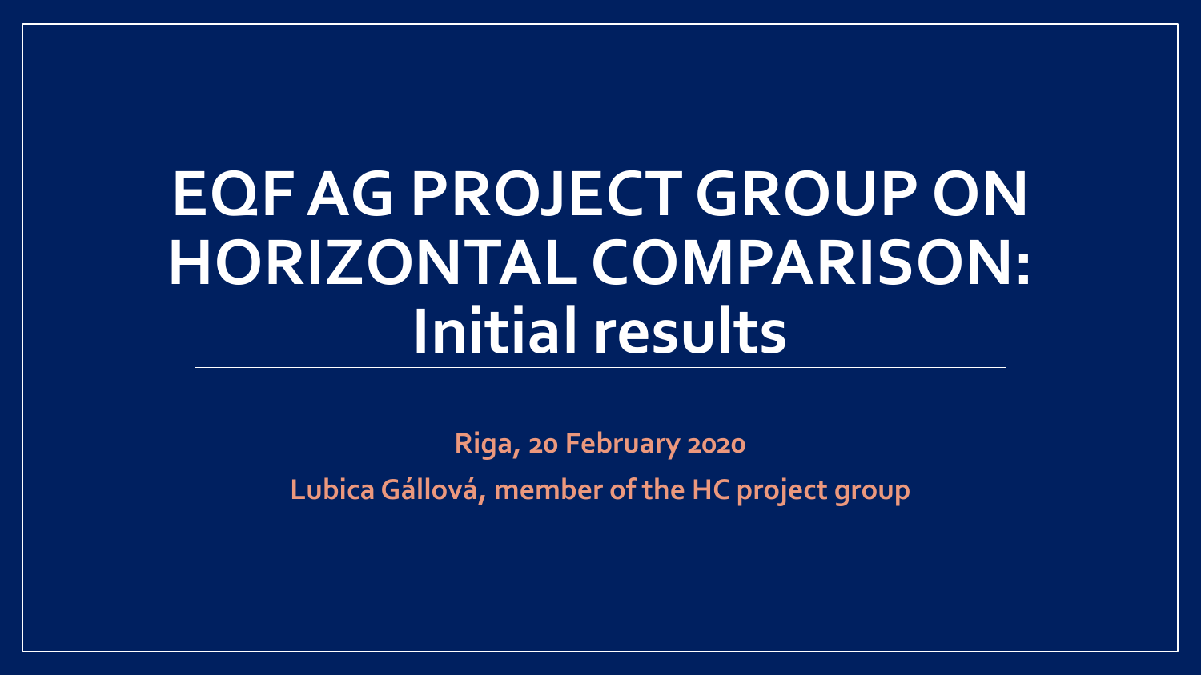# EQF AG PROJECT GROUP ON HORIZONTAL COMPARISON: Initial results

**Riga, 20 February 2020**

**Lubica Gállová, member of the HC project group**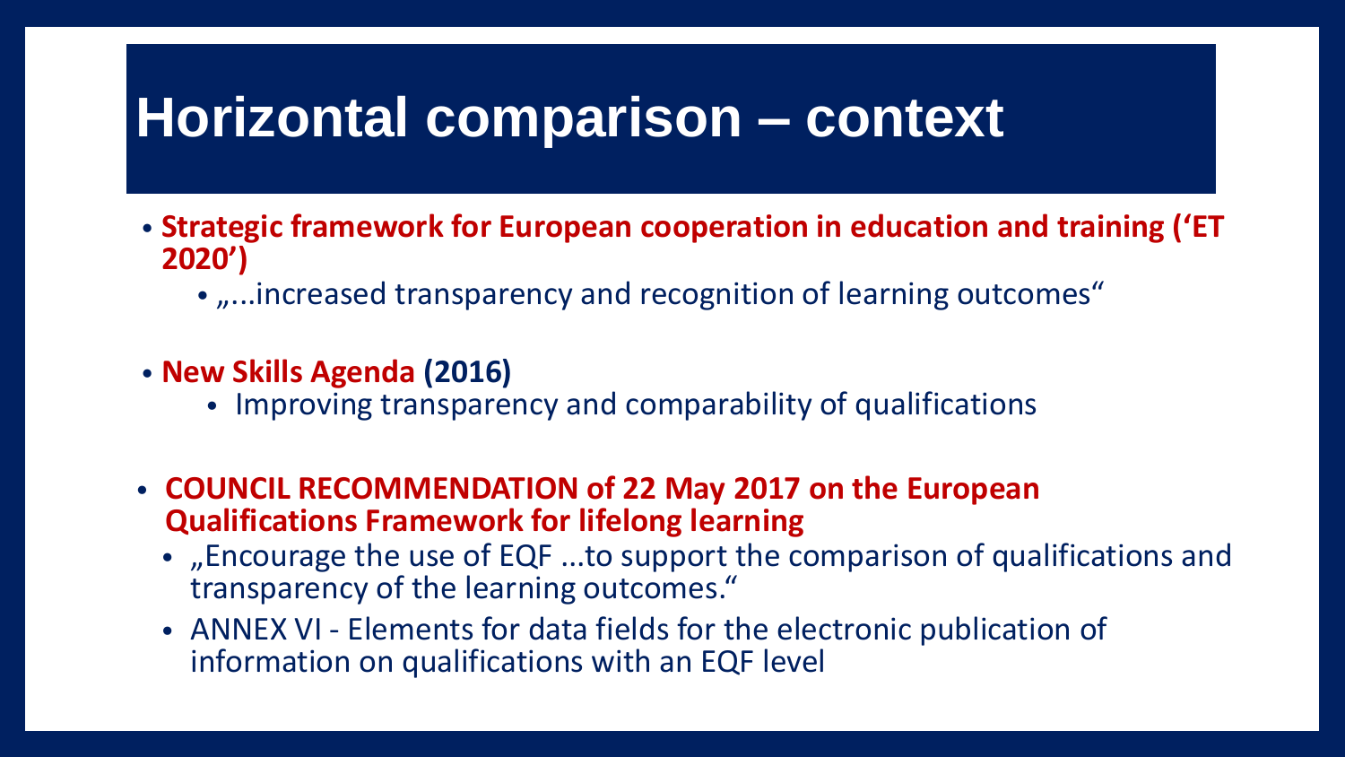# Horizontal comparison – context

- **Strategic framework for European cooperation in education and training ('ET 2020')**
  - „...increased transparency and recognition of learning outcomes"
- **New Skills Agenda (2016)**
  - Improving transparency and comparability of qualifications
- **COUNCIL RECOMMENDATION of 22 May 2017 on the European Qualifications Framework for lifelong learning**
  - „Encourage the use of EQF ...to support the comparison of qualifications and transparency of the learning outcomes."
  - ANNEX VI - Elements for data fields for the electronic publication of information on qualifications with an EQF level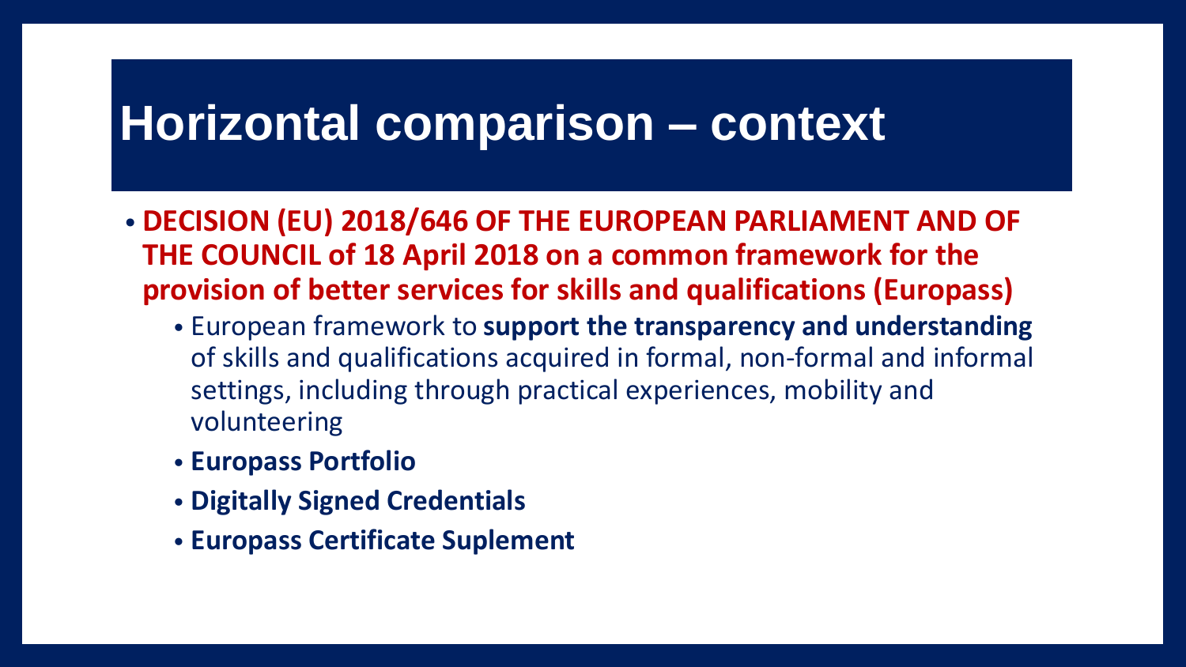# Horizontal comparison – context

- **DECISION (EU) 2018/646 OF THE EUROPEAN PARLIAMENT AND OF THE COUNCIL of 18 April 2018 on a common framework for the provision of better services for skills and qualifications (Europass)**
  - European framework to **support the transparency and understanding** of skills and qualifications acquired in formal, non-formal and informal settings, including through practical experiences, mobility and volunteering
  - **Europass Portfolio**
  - **Digitally Signed Credentials**
  - **Europass Certificate Suplement**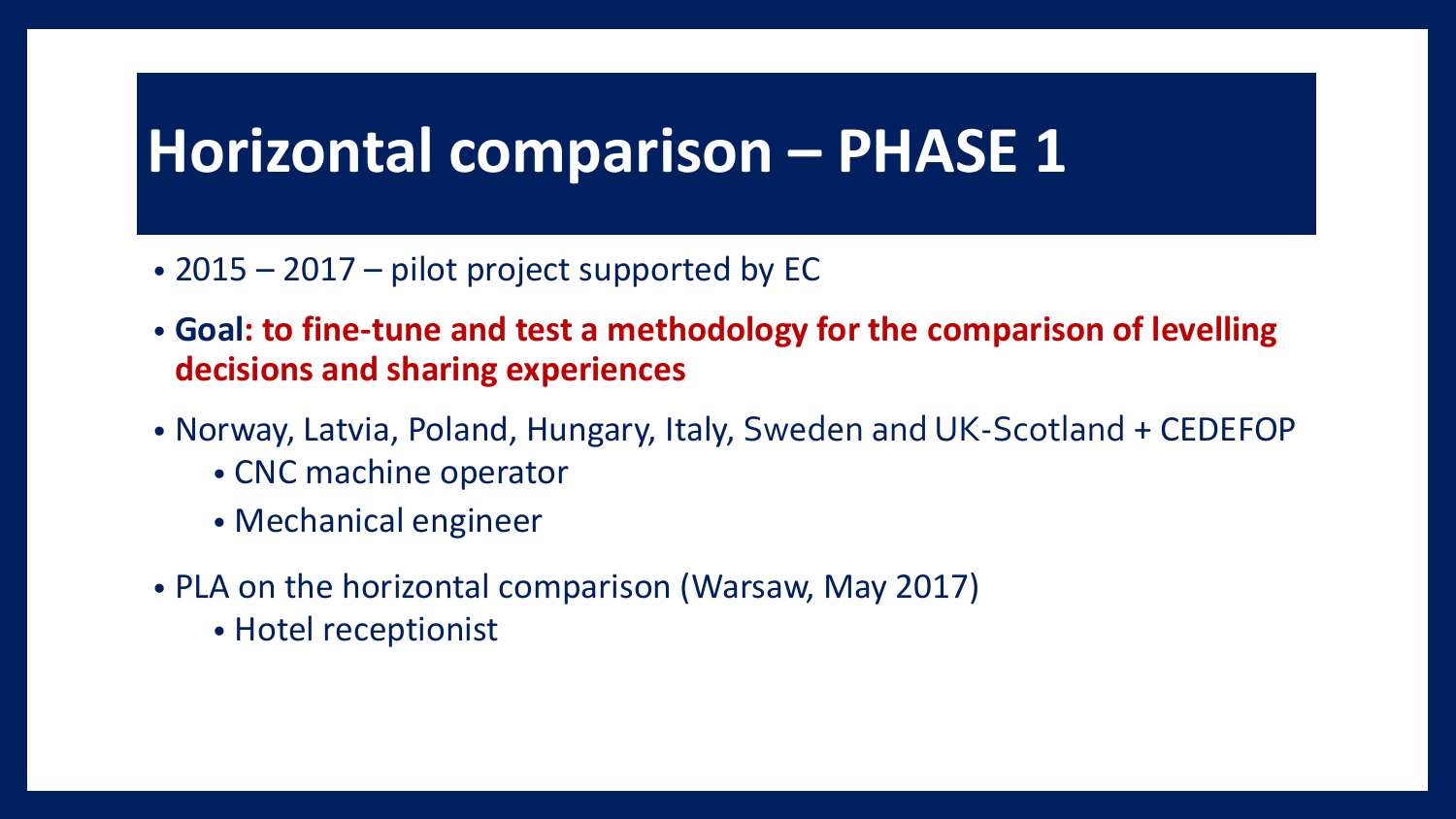# Horizontal comparison – PHASE 1

- 2015 – 2017 – pilot project supported by EC
- **Goal: to fine-tune and test a methodology for the comparison of levelling decisions and sharing experiences**
- Norway, Latvia, Poland, Hungary, Italy, Sweden and UK-Scotland + CEDEFOP
  - CNC machine operator
  - Mechanical engineer
- PLA on the horizontal comparison (Warsaw, May 2017)
  - Hotel receptionist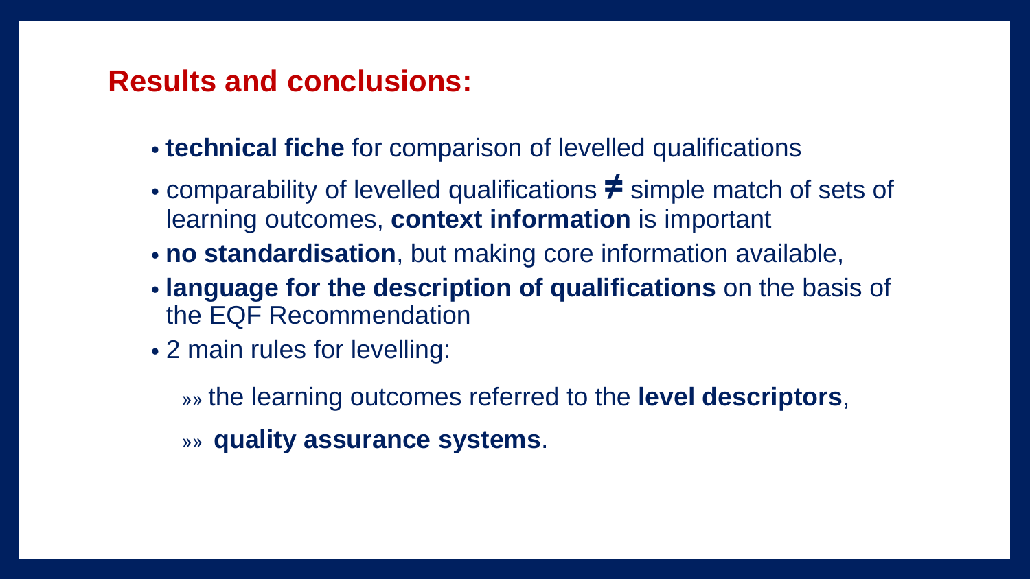## Results and conclusions:

- **technical fiche** for comparison of levelled qualifications
- comparability of levelled qualifications ≠ simple match of sets of learning outcomes, **context information** is important
- **no standardisation**, but making core information available,
- **language for the description of qualifications** on the basis of the EQF Recommendation
- 2 main rules for levelling:
  - »» the learning outcomes referred to the **level descriptors**,
  - »» **quality assurance systems**.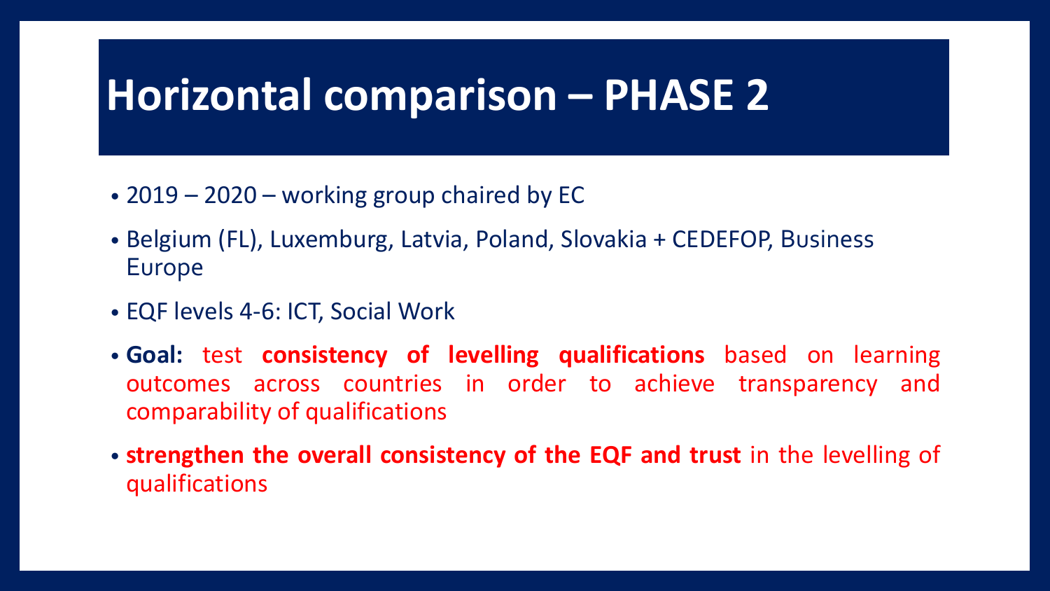# Horizontal comparison – PHASE 2

- 2019 – 2020 – working group chaired by EC
- Belgium (FL), Luxemburg, Latvia, Poland, Slovakia + CEDEFOP, Business Europe
- EQF levels 4-6: ICT, Social Work
- **Goal:** test **consistency of levelling qualifications** based on learning outcomes across countries in order to achieve transparency and comparability of qualifications
- **strengthen the overall consistency of the EQF and trust** in the levelling of qualifications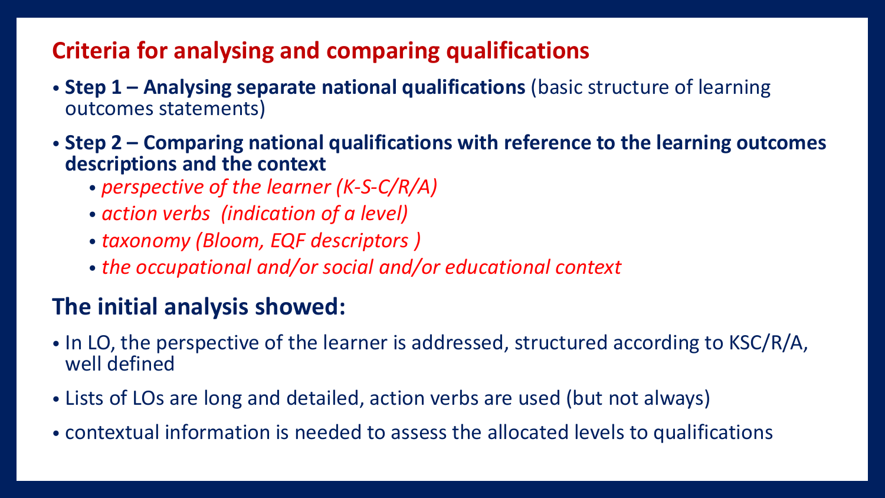## Criteria for analysing and comparing qualifications

- **Step 1 – Analysing separate national qualifications** (basic structure of learning outcomes statements)
- **Step 2 – Comparing national qualifications with reference to the learning outcomes descriptions and the context**
  - *perspective of the learner (K-S-C/R/A)*
  - *action verbs (indication of a level)*
  - *taxonomy (Bloom, EQF descriptors )*
  - *the occupational and/or social and/or educational context*

## The initial analysis showed:

- In LO, the perspective of the learner is addressed, structured according to KSC/R/A, well defined
- Lists of LOs are long and detailed, action verbs are used (but not always)
- contextual information is needed to assess the allocated levels to qualifications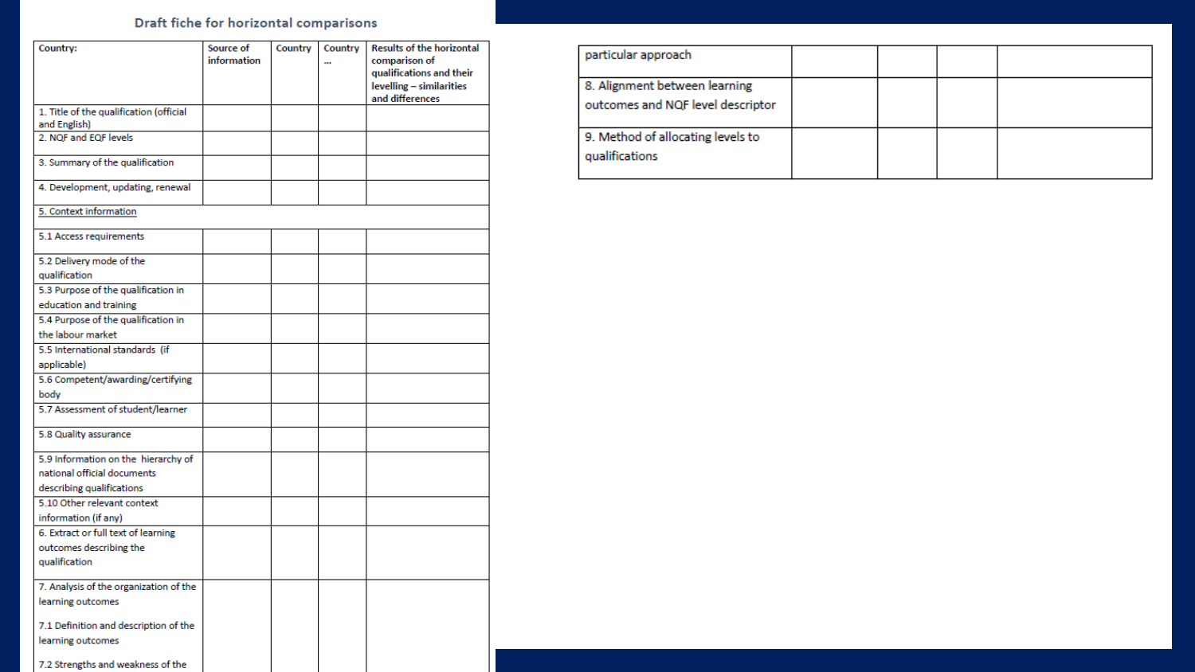## Draft fiche for horizontal comparisons

| Country: | Source of information | Country | Country … | Results of the horizontal comparison of qualifications and their levelling – similarities and differences |
|---|---|---|---|---|
| 1. Title of the qualification (official and English) | | | | |
| 2. NQF and EQF levels | | | | |
| 3. Summary of the qualification | | | | |
| 4. Development, updating, renewal | | | | |
| 5. Context information | | | | |
| 5.1 Access requirements | | | | |
| 5.2 Delivery mode of the qualification | | | | |
| 5.3 Purpose of the qualification in education and training | | | | |
| 5.4 Purpose of the qualification in the labour market | | | | |
| 5.5 International standards (if applicable) | | | | |
| 5.6 Competent/awarding/certifying body | | | | |
| 5.7 Assessment of student/learner | | | | |
| 5.8 Quality assurance | | | | |
| 5.9 Information on the hierarchy of national official documents describing qualifications | | | | |
| 5.10 Other relevant context information (if any) | | | | |
| 6. Extract or full text of learning outcomes describing the qualification | | | | |
| 7. Analysis of the organization of the learning outcomes<br><br>7.1 Definition and description of the learning outcomes<br><br>7.2 Strengths and weakness of the particular approach | | | | |
| 8. Alignment between learning outcomes and NQF level descriptor | | | | |
| 9. Method of allocating levels to qualifications | | | | |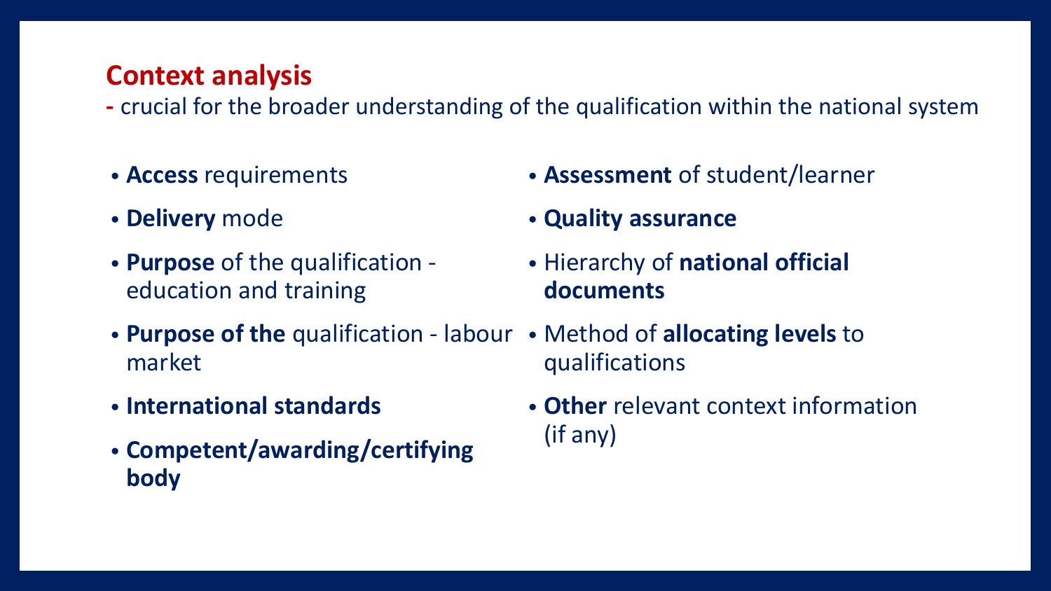## Context analysis

- crucial for the broader understanding of the qualification within the national system

- **Access** requirements
- **Delivery** mode
- **Purpose** of the qualification - education and training
- **Purpose of the** qualification - labour market
- **International standards**
- **Competent/awarding/certifying body**
- **Assessment** of student/learner
- **Quality assurance**
- Hierarchy of **national official documents**
- Method of **allocating levels** to qualifications
- **Other** relevant context information (if any)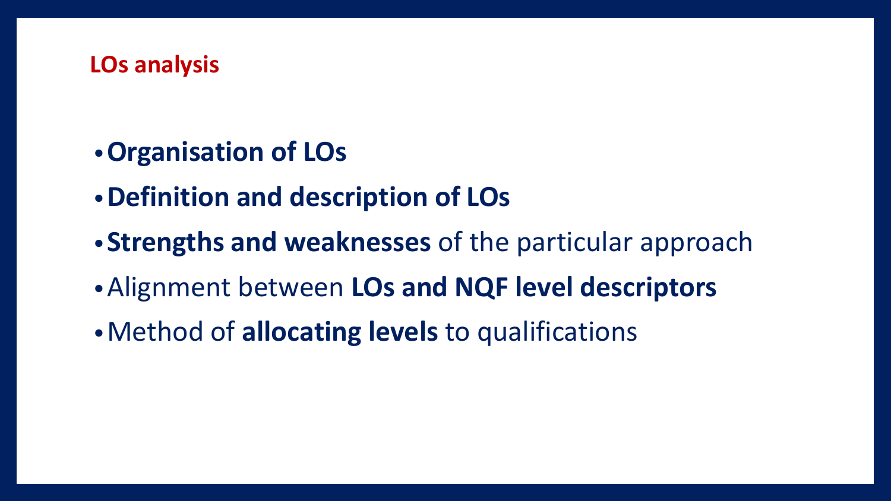## LOs analysis

- **Organisation of LOs**
- **Definition and description of LOs**
- **Strengths and weaknesses** of the particular approach
- Alignment between **LOs and NQF level descriptors**
- Method of **allocating levels** to qualifications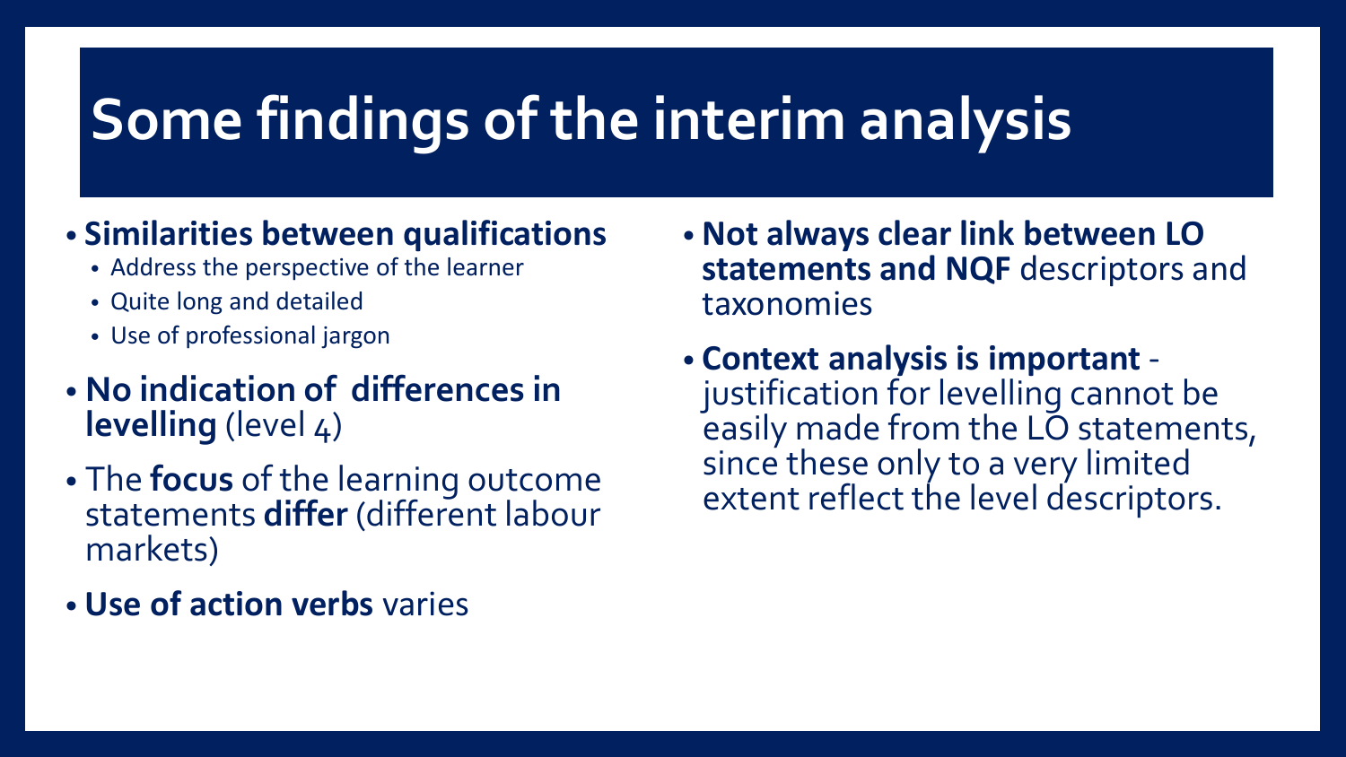# Some findings of the interim analysis

- **Similarities between qualifications**
  - Address the perspective of the learner
  - Quite long and detailed
  - Use of professional jargon
- **No indication of differences in levelling** (level 4)
- The **focus** of the learning outcome statements **differ** (different labour markets)
- **Use of action verbs** varies
- **Not always clear link between LO statements and NQF** descriptors and taxonomies
- **Context analysis is important** - justification for levelling cannot be easily made from the LO statements, since these only to a very limited extent reflect the level descriptors.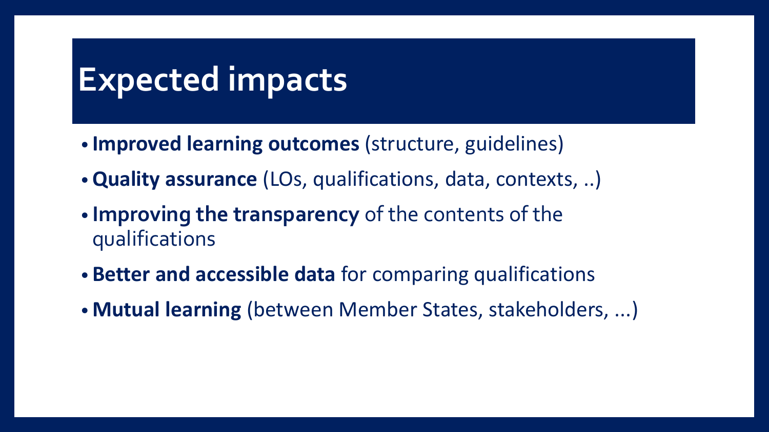# Expected impacts

- **Improved learning outcomes** (structure, guidelines)
- **Quality assurance** (LOs, qualifications, data, contexts, ..)
- **Improving the transparency** of the contents of the qualifications
- **Better and accessible data** for comparing qualifications
- **Mutual learning** (between Member States, stakeholders, ...)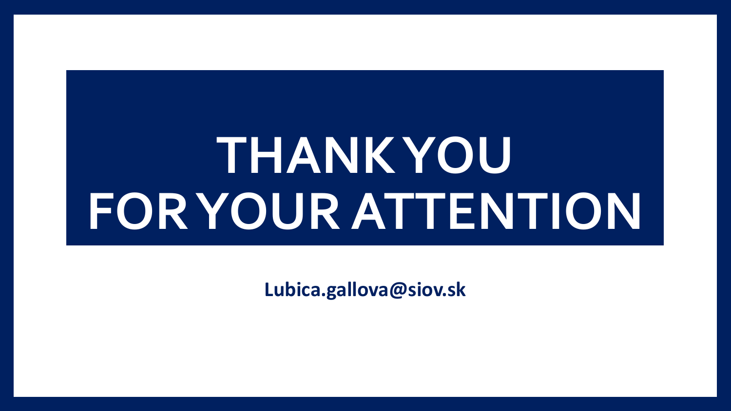# THANK YOU FOR YOUR ATTENTION

**Lubica.gallova@siov.sk**